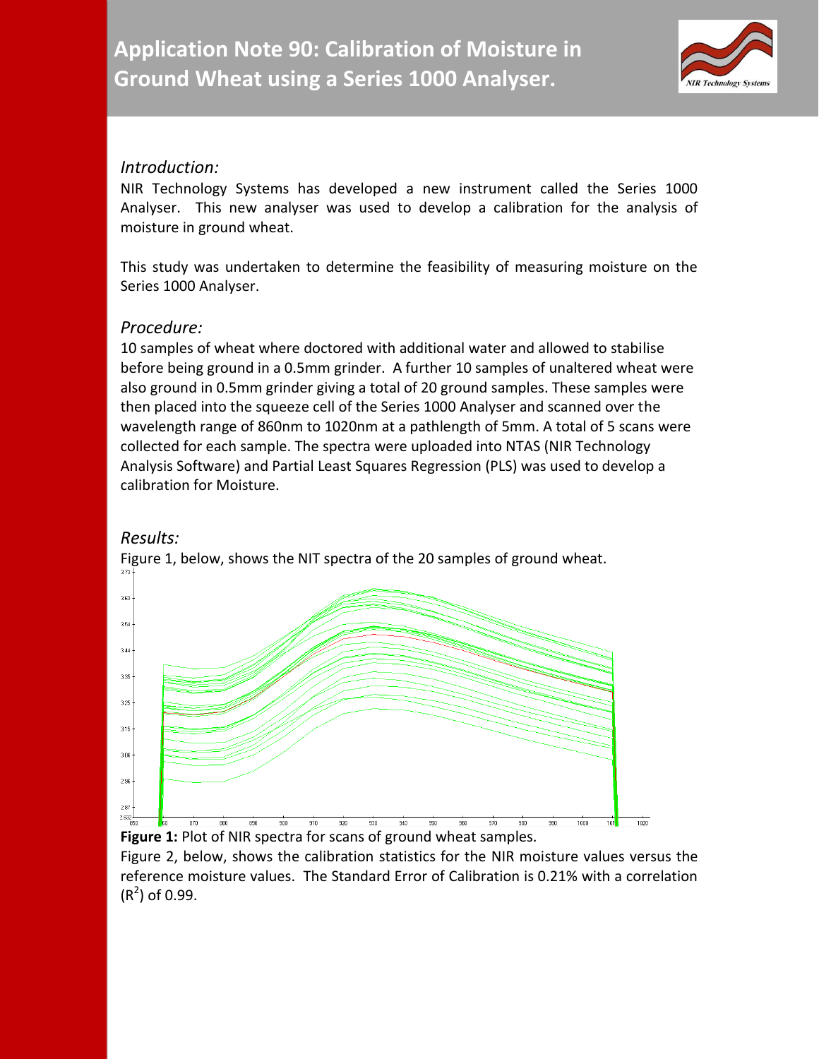# Application Note 90: Calibration of Moisture in Ground Wheat using a Series 1000 Analyser.

*Introduction:*

NIR Technology Systems has developed a new instrument called the Series 1000 Analyser. This new analyser was used to develop a calibration for the analysis of moisture in ground wheat.

This study was undertaken to determine the feasibility of measuring moisture on the Series 1000 Analyser.

*Procedure:*

10 samples of wheat where doctored with additional water and allowed to stabilise before being ground in a 0.5mm grinder. A further 10 samples of unaltered wheat were also ground in 0.5mm grinder giving a total of 20 ground samples. These samples were then placed into the squeeze cell of the Series 1000 Analyser and scanned over the wavelength range of 860nm to 1020nm at a pathlength of 5mm. A total of 5 scans were collected for each sample. The spectra were uploaded into NTAS (NIR Technology Analysis Software) and Partial Least Squares Regression (PLS) was used to develop a calibration for Moisture.

*Results:*

Figure 1, below, shows the NIT spectra of the 20 samples of ground wheat.

**Figure 1:** Plot of NIR spectra for scans of ground wheat samples.

Figure 2, below, shows the calibration statistics for the NIR moisture values versus the reference moisture values. The Standard Error of Calibration is 0.21% with a correlation ($R^2$) of 0.99.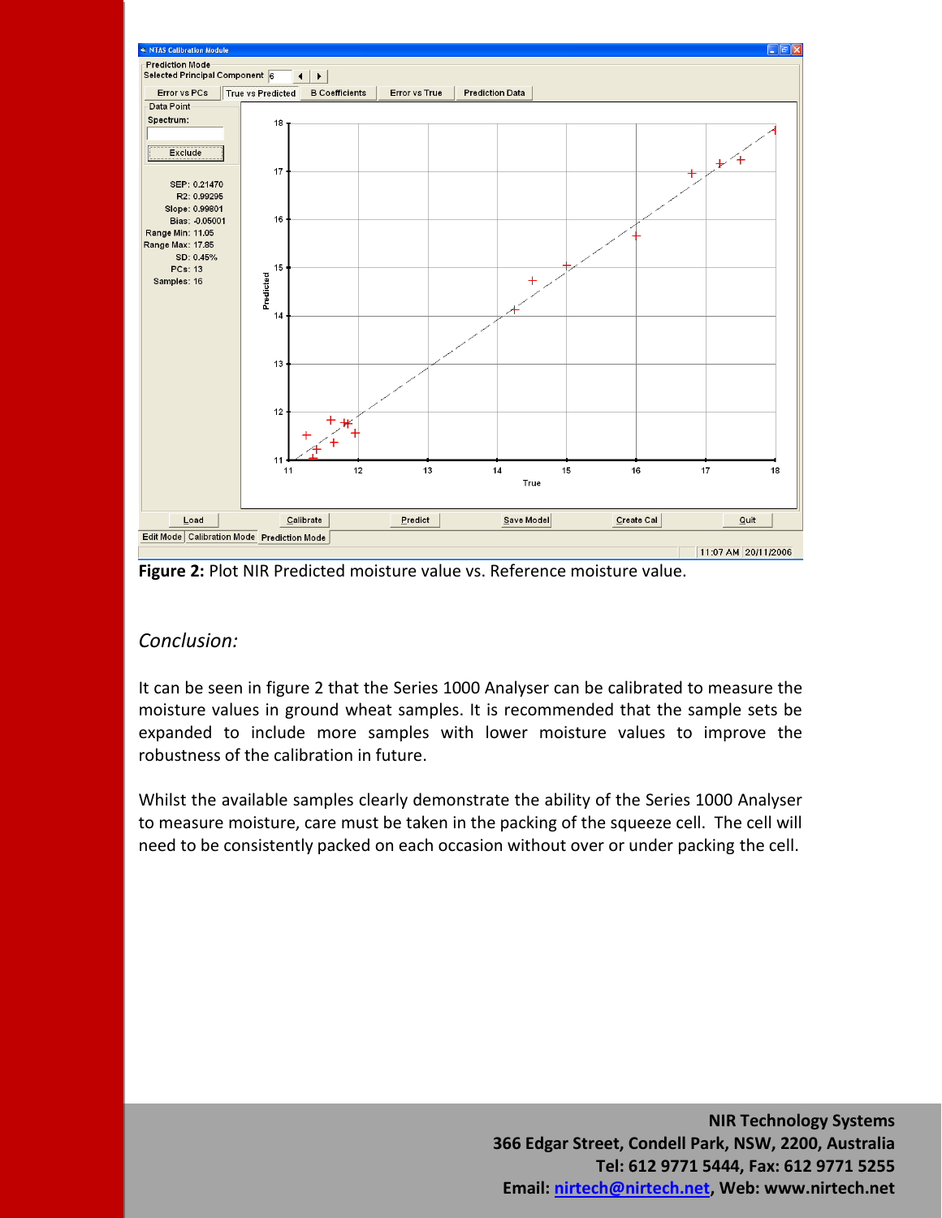NTAS Calibration Module

Prediction Mode

Selected Principal Component 6

Error vs PCs | True vs Predicted | B Coefficients | Error vs True | Prediction Data

Data Point

Spectrum:

Exclude

SEP: 0.21470
R2: 0.99295
Slope: 0.99801
Bias: -0.05001
Range Min: 11.05
Range Max: 17.85
SD: 0.45%
PCs: 13
Samples: 16

18
17
16
15
14
13
12
11

Predicted

11 12 13 14 15 16 17 18

True

Load | Calibrate | Predict | Save Model | Create Cal | Quit

Edit Mode | Calibration Mode | Prediction Mode

11:07 AM 20/11/2006

**Figure 2:** Plot NIR Predicted moisture value vs. Reference moisture value.

*Conclusion:*

It can be seen in figure 2 that the Series 1000 Analyser can be calibrated to measure the moisture values in ground wheat samples. It is recommended that the sample sets be expanded to include more samples with lower moisture values to improve the robustness of the calibration in future.

Whilst the available samples clearly demonstrate the ability of the Series 1000 Analyser to measure moisture, care must be taken in the packing of the squeeze cell. The cell will need to be consistently packed on each occasion without over or under packing the cell.

**NIR Technology Systems**
**366 Edgar Street, Condell Park, NSW, 2200, Australia**
**Tel: 612 9771 5444, Fax: 612 9771 5255**
**Email: nirtech@nirtech.net, Web: www.nirtech.net**